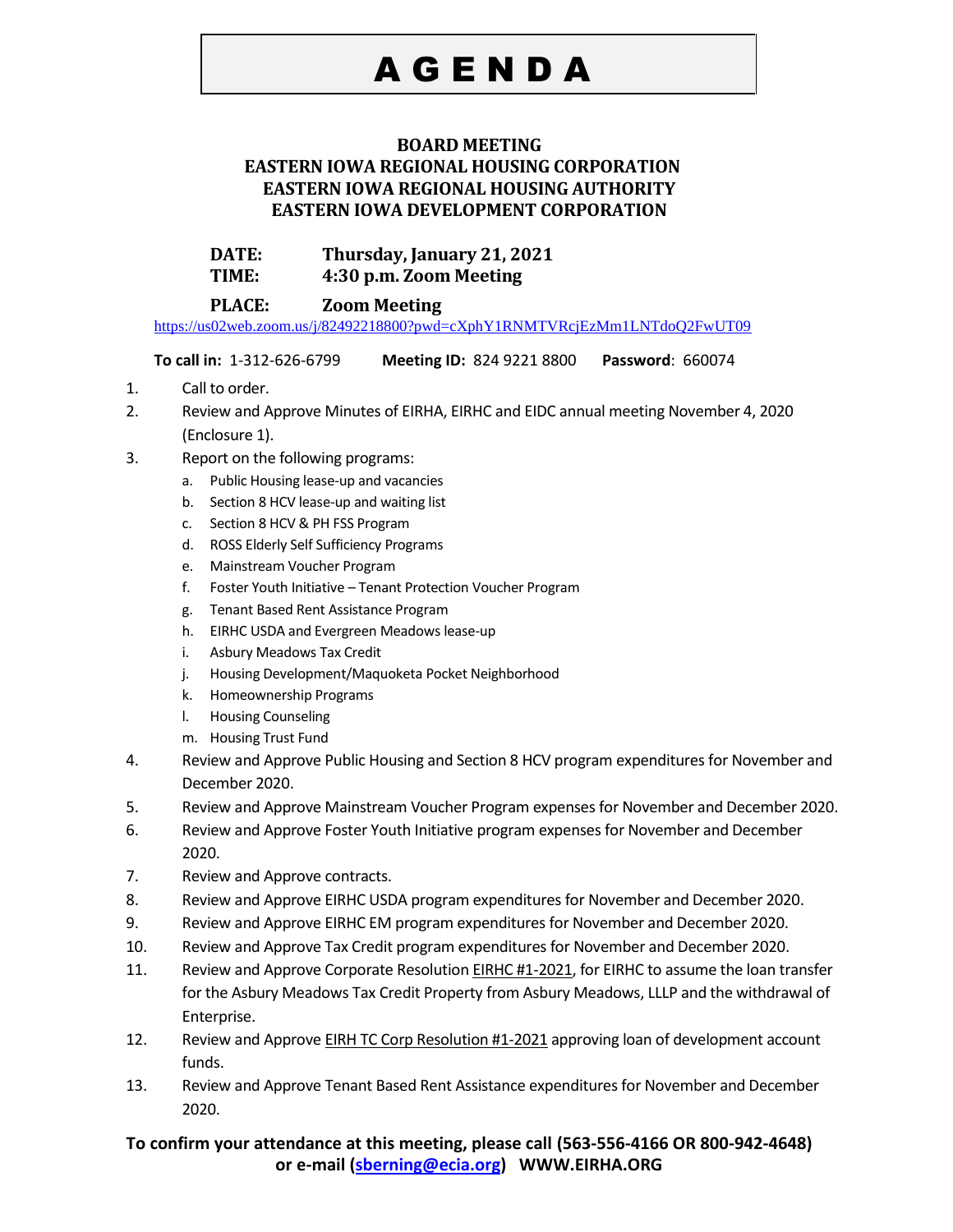# A G E N D A

**BOARD MEETING**
**EASTERN IOWA REGIONAL HOUSING CORPORATION**
**EASTERN IOWA REGIONAL HOUSING AUTHORITY**
**EASTERN IOWA DEVELOPMENT CORPORATION**

**DATE:** **Thursday, January 21, 2021**
**TIME:** **4:30 p.m. Zoom Meeting**

**PLACE:** **Zoom Meeting**
https://us02web.zoom.us/j/82492218800?pwd=cXphY1RNMTVRcjEzMm1LNTdoQ2FwUT09

**To call in:** 1-312-626-6799 **Meeting ID:** 824 9221 8800 **Password**: 660074

1. Call to order.
2. Review and Approve Minutes of EIRHA, EIRHC and EIDC annual meeting November 4, 2020 (Enclosure 1).
3. Report on the following programs:
   a. Public Housing lease-up and vacancies
   b. Section 8 HCV lease-up and waiting list
   c. Section 8 HCV & PH FSS Program
   d. ROSS Elderly Self Sufficiency Programs
   e. Mainstream Voucher Program
   f. Foster Youth Initiative – Tenant Protection Voucher Program
   g. Tenant Based Rent Assistance Program
   h. EIRHC USDA and Evergreen Meadows lease-up
   i. Asbury Meadows Tax Credit
   j. Housing Development/Maquoketa Pocket Neighborhood
   k. Homeownership Programs
   l. Housing Counseling
   m. Housing Trust Fund
4. Review and Approve Public Housing and Section 8 HCV program expenditures for November and December 2020.
5. Review and Approve Mainstream Voucher Program expenses for November and December 2020.
6. Review and Approve Foster Youth Initiative program expenses for November and December 2020.
7. Review and Approve contracts.
8. Review and Approve EIRHC USDA program expenditures for November and December 2020.
9. Review and Approve EIRHC EM program expenditures for November and December 2020.
10. Review and Approve Tax Credit program expenditures for November and December 2020.
11. Review and Approve Corporate Resolution EIRHC #1-2021, for EIRHC to assume the loan transfer for the Asbury Meadows Tax Credit Property from Asbury Meadows, LLLP and the withdrawal of Enterprise.
12. Review and Approve EIRH TC Corp Resolution #1-2021 approving loan of development account funds.
13. Review and Approve Tenant Based Rent Assistance expenditures for November and December 2020.

**To confirm your attendance at this meeting, please call (563-556-4166 OR 800-942-4648) or e-mail (sberning@ecia.org) WWW.EIRHA.ORG**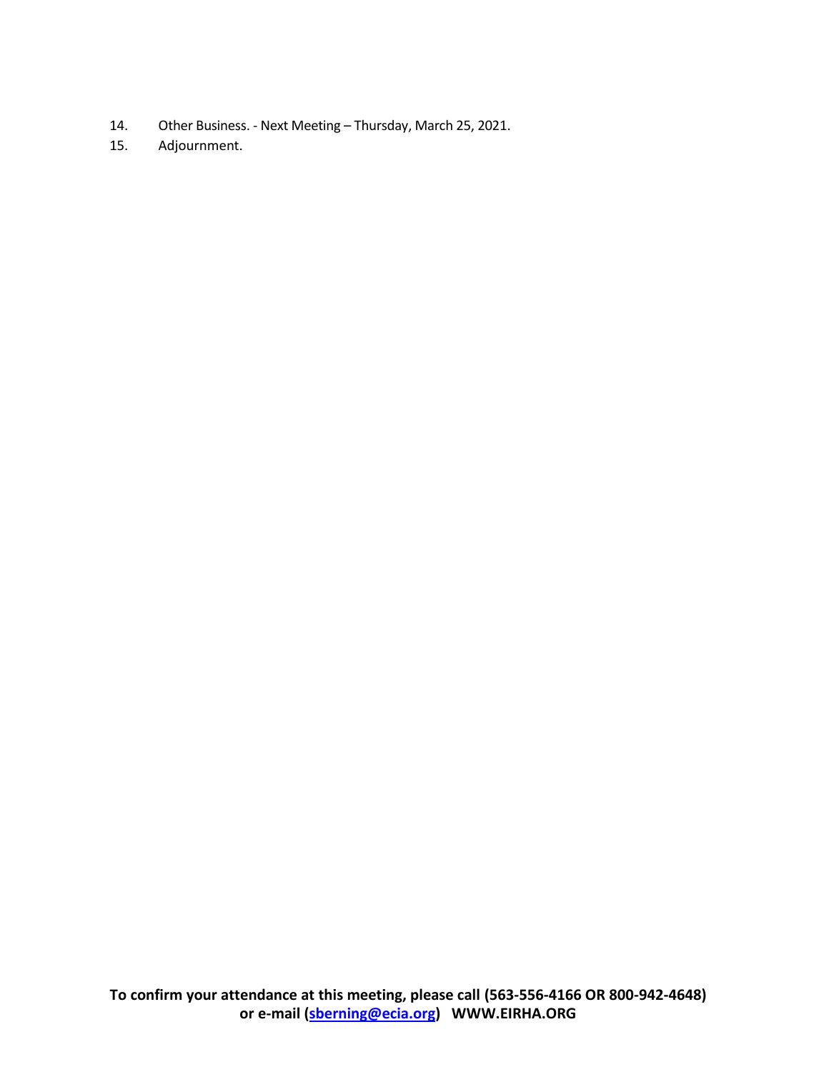14. Other Business. - Next Meeting – Thursday, March 25, 2021.
15. Adjournment.

**To confirm your attendance at this meeting, please call (563-556-4166 OR 800-942-4648) or e-mail ([sberning@ecia.org](mailto:sberning@ecia.org)) WWW.EIRHA.ORG**